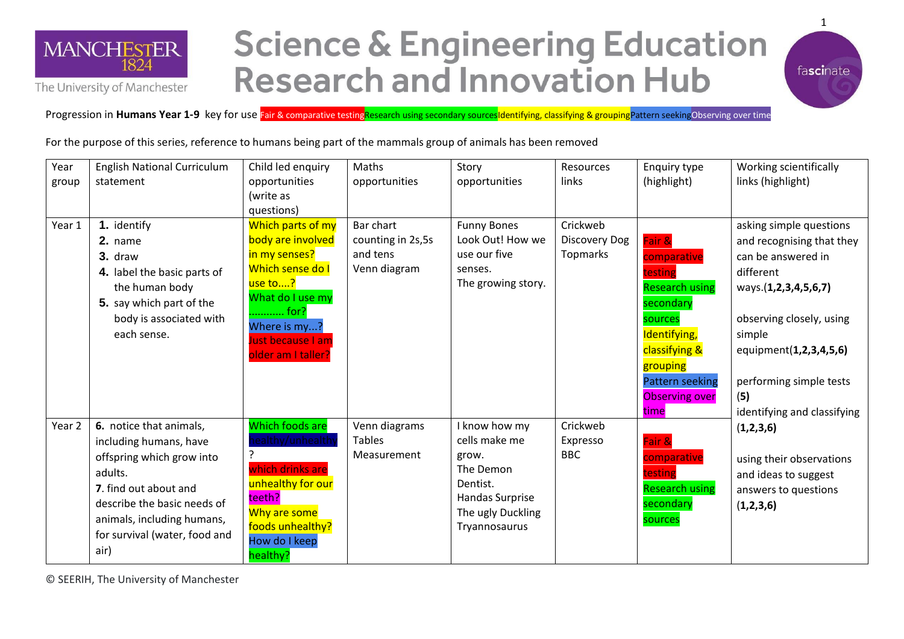# Science & Engineering Education Research and Innovation Hub

Progression in **Humans Year 1-9** key for use Fair & comparative testing Research using secondary sources Identifying, classifying & grouping Pattern seeking Observing over time

For the purpose of this series, reference to humans being part of the mammals group of animals has been removed

| Year group | English National Curriculum statement | Child led enquiry opportunities (write as questions) | Maths opportunities | Story opportunities | Resources links | Enquiry type (highlight) | Working scientifically links (highlight) |
|---|---|---|---|---|---|---|---|
| Year 1 | **1.** identify<br>**2.** name<br>**3.** draw<br>**4.** label the basic parts of the human body<br>**5.** say which part of the body is associated with each sense. | Which parts of my body are involved in my senses?<br>Which sense do I use to....?<br>What do I use my ........... for?<br>Where is my...?<br>Just because I am older am I taller? | Bar chart counting in 2s,5s and tens<br>Venn diagram | Funny Bones<br>Look Out! How we use our five senses.<br>The growing story. | Crickweb<br>Discovery Dog<br>Topmarks | Fair & comparative testing<br>Research using secondary sources<br>Identifying, classifying & grouping<br>Pattern seeking<br>Observing over time | asking simple questions and recognising that they can be answered in different ways.(**1,2,3,4,5,6,7)**<br><br>observing closely, using simple equipment(**1,2,3,4,5,6)**<br><br>performing simple tests **(5)**<br>identifying and classifying **(1,2,3,6)**<br><br>using their observations and ideas to suggest answers to questions **(1,2,3,6)** |
| Year 2 | **6.** notice that animals, including humans, have offspring which grow into adults.<br>**7**. find out about and describe the basic needs of animals, including humans, for survival (water, food and air) | Which foods are healthy/unhealthy?<br>which drinks are unhealthy for our teeth?<br>Why are some foods unhealthy?<br>How do I keep healthy? | Venn diagrams<br>Tables<br>Measurement | I know how my cells make me grow.<br>The Demon Dentist.<br>Handas Surprise<br>The ugly Duckling<br>Tryannosaurus | Crickweb<br>Expresso<br>BBC | Fair & comparative testing<br>Research using secondary sources | |

© SEERIH, The University of Manchester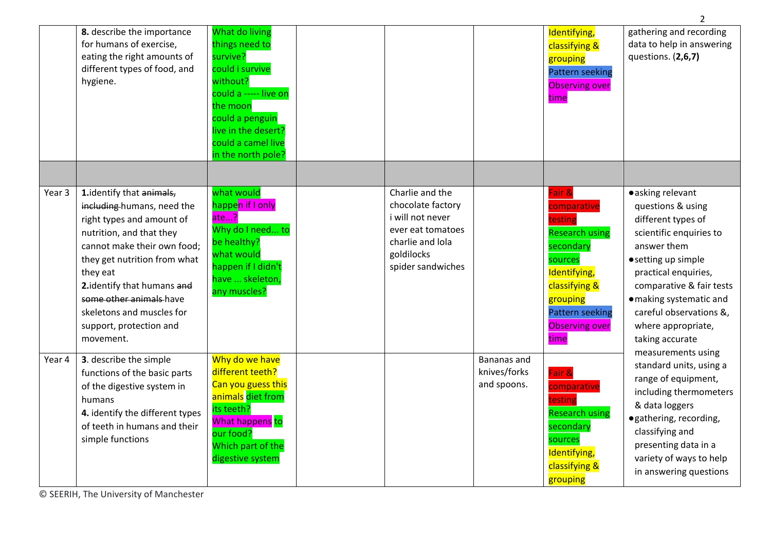| | | | | | | | |
|---|---|---|---|---|---|---|---|
| | **8.** describe the importance for humans of exercise, eating the right amounts of different types of food, and hygiene. | What do living things need to survive?<br>could i survive without?<br>could a ----- live on the moon<br>could a penguin live in the desert?<br>could a camel live in the north pole? | | | | Identifying, classifying & grouping<br>Pattern seeking<br>Observing over time | gathering and recording data to help in answering questions. (**2,6,7**) |
| | | | | | | | |
| Year 3 | **1.**identify that ~~animals, including~~ humans, need the right types and amount of nutrition, and that they cannot make their own food; they get nutrition from what they eat<br>**2.**identify that humans ~~and some other animals~~ have skeletons and muscles for support, protection and movement. | what would happen if I only ate...?<br>Why do I need... to be healthy?<br>what would happen if I didn't have ... skeleton, any muscles? | | Charlie and the chocolate factory<br>i will not never ever eat tomatoes<br>charlie and lola<br>goldilocks<br>spider sandwiches | | Fair & comparative testing<br>Research using secondary sources<br>Identifying, classifying & grouping<br>Pattern seeking<br>Observing over time | • asking relevant questions & using different types of scientific enquiries to answer them<br>• setting up simple practical enquiries, comparative & fair tests<br>• making systematic and careful observations &, where appropriate, taking accurate measurements using standard units, using a range of equipment, including thermometers & data loggers<br>• gathering, recording, classifying and presenting data in a variety of ways to help in answering questions |
| Year 4 | **3**. describe the simple functions of the basic parts of the digestive system in humans<br>**4.** identify the different types of teeth in humans and their simple functions | Why do we have different teeth?<br>Can you guess this animals diet from its teeth?<br>What happens to our food?<br>Which part of the digestive system | | | Bananas and knives/forks and spoons. | Fair & comparative testing<br>Research using secondary sources<br>Identifying, classifying & grouping | |

© SEERIH, The University of Manchester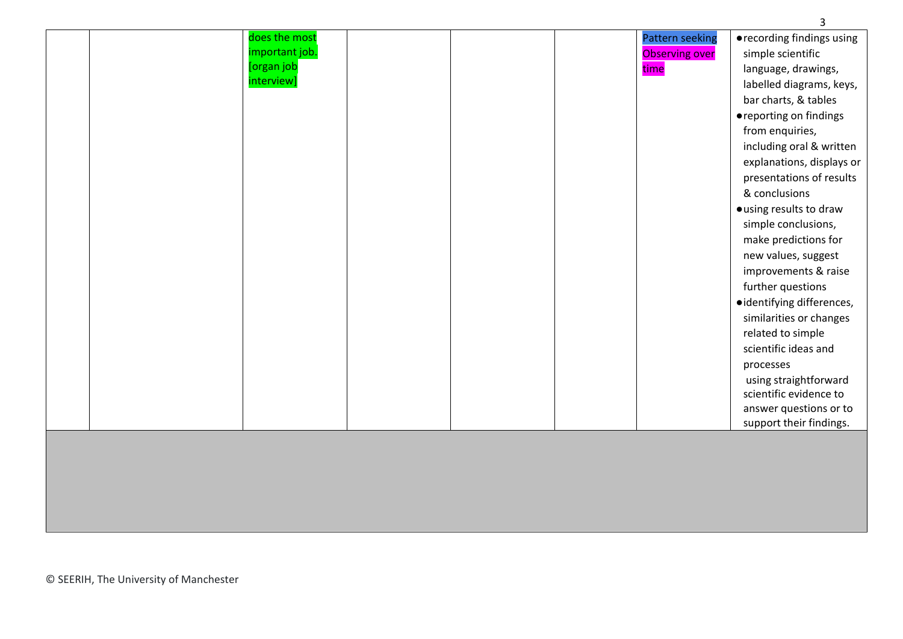| | | | | | | | |
|---|---|---|---|---|---|---|---|
| | | does the most important job. [organ job interview] | | | | Pattern seeking Observing over time | • recording findings using simple scientific language, drawings, labelled diagrams, keys, bar charts, & tables<br>• reporting on findings from enquiries, including oral & written explanations, displays or presentations of results & conclusions<br>• using results to draw simple conclusions, make predictions for new values, suggest improvements & raise further questions<br>• identifying differences, similarities or changes related to simple scientific ideas and processes<br>using straightforward scientific evidence to answer questions or to support their findings. |
| | | | | | | | |

© SEERIH, The University of Manchester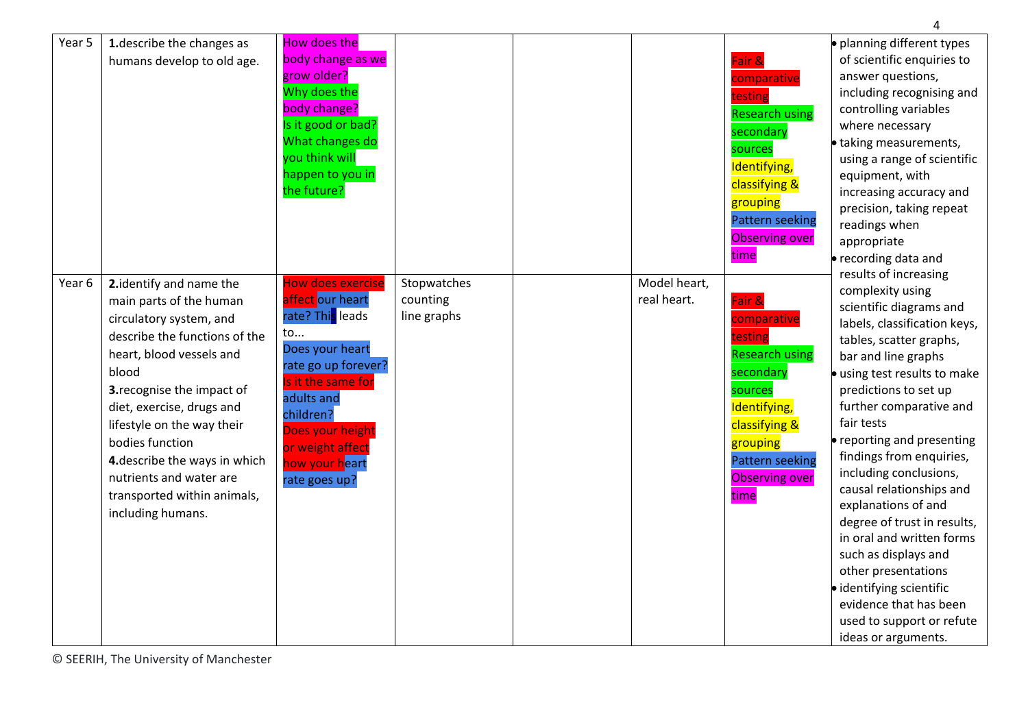| Year 5 | **1.**describe the changes as humans develop to old age. | How does the body change as we grow older? Why does the body change? Is it good or bad? What changes do you think will happen to you in the future? | | | | Fair & comparative testing<br>Research using secondary sources<br>Identifying, classifying & grouping<br>Pattern seeking<br>Observing over time | • planning different types of scientific enquiries to answer questions, including recognising and controlling variables where necessary<br>• taking measurements, using a range of scientific equipment, with increasing accuracy and precision, taking repeat readings when appropriate<br>• recording data and results of increasing complexity using scientific diagrams and labels, classification keys, tables, scatter graphs, bar and line graphs<br>• using test results to make predictions to set up further comparative and fair tests<br>• reporting and presenting findings from enquiries, including conclusions, causal relationships and explanations of and degree of trust in results, in oral and written forms such as displays and other presentations<br>• identifying scientific evidence that has been used to support or refute ideas or arguments. |
|---|---|---|---|---|---|---|---|
| Year 6 | **2.**identify and name the main parts of the human circulatory system, and describe the functions of the heart, blood vessels and blood<br>**3.**recognise the impact of diet, exercise, drugs and lifestyle on the way their bodies function<br>**4.**describe the ways in which nutrients and water are transported within animals, including humans. | How does exercise affect our heart rate? This leads to... Does your heart rate go up forever? Is it the same for adults and children? Does your height or weight affect how your heart rate goes up? | Stopwatches counting line graphs | | Model heart, real heart. | Fair & comparative testing<br>Research using secondary sources<br>Identifying, classifying & grouping<br>Pattern seeking<br>Observing over time | |

© SEERIH, The University of Manchester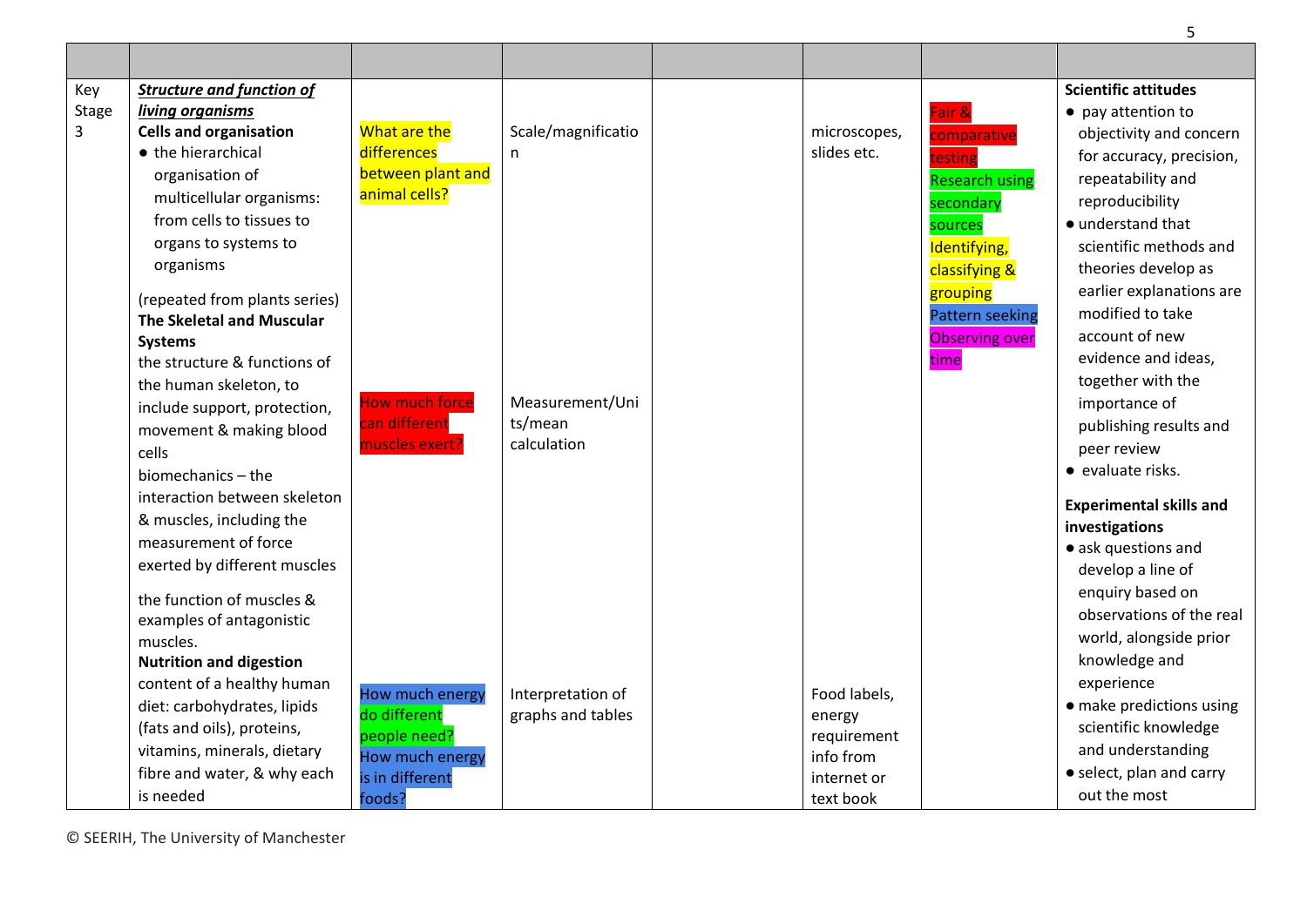| | | | | | | | |
|---|---|---|---|---|---|---|---|
| Key Stage 3 | ***Structure and function of living organisms***<br>**Cells and organisation**<br>● the hierarchical organisation of multicellular organisms: from cells to tissues to organs to systems to organisms<br><br>(repeated from plants series)<br>**The Skeletal and Muscular Systems**<br>the structure & functions of the human skeleton, to include support, protection, movement & making blood cells<br>biomechanics – the interaction between skeleton & muscles, including the measurement of force exerted by different muscles<br><br>the function of muscles & examples of antagonistic muscles.<br>**Nutrition and digestion**<br>content of a healthy human diet: carbohydrates, lipids (fats and oils), proteins, vitamins, minerals, dietary fibre and water, & why each is needed | What are the differences between plant and animal cells?<br><br>How much force can different muscles exert?<br><br>How much energy do different people need?<br>How much energy is in different foods? | Scale/magnification<br><br>Measurement/Units/mean calculation<br><br>Interpretation of graphs and tables | | microscopes, slides etc.<br><br>Food labels, energy requirement info from internet or text book | Fair & comparative testing<br>Research using secondary sources<br>Identifying, classifying & grouping<br>Pattern seeking<br>Observing over time | **Scientific attitudes**<br>● pay attention to objectivity and concern for accuracy, precision, repeatability and reproducibility<br>● understand that scientific methods and theories develop as earlier explanations are modified to take account of new evidence and ideas, together with the importance of publishing results and peer review<br>● evaluate risks.<br><br>**Experimental skills and investigations**<br>● ask questions and develop a line of enquiry based on observations of the real world, alongside prior knowledge and experience<br>● make predictions using scientific knowledge and understanding<br>● select, plan and carry out the most |

© SEERIH, The University of Manchester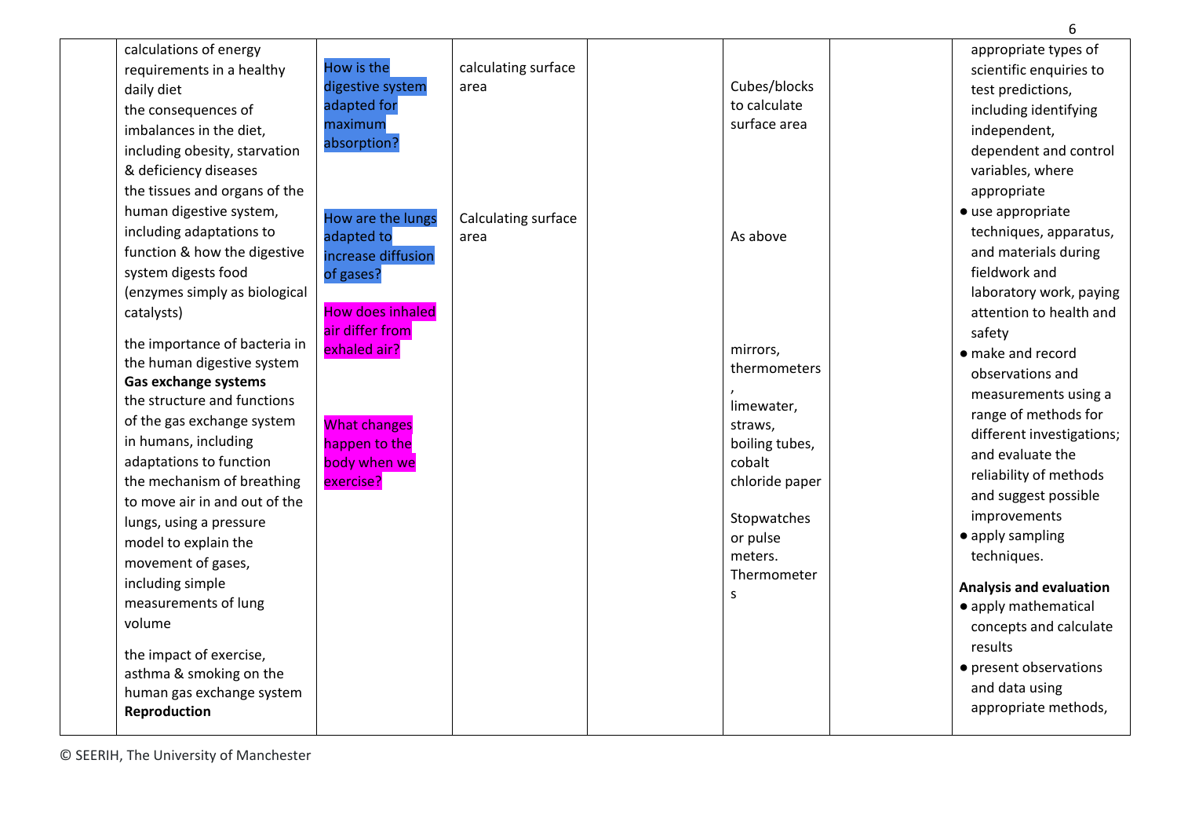| | | | | | | | |
|---|---|---|---|---|---|---|---|
| | calculations of energy requirements in a healthy daily diet<br>the consequences of imbalances in the diet, including obesity, starvation & deficiency diseases<br>the tissues and organs of the human digestive system, including adaptations to function & how the digestive system digests food (enzymes simply as biological catalysts)<br>the importance of bacteria in the human digestive system<br>**Gas exchange systems**<br>the structure and functions of the gas exchange system in humans, including adaptations to function<br>the mechanism of breathing to move air in and out of the lungs, using a pressure model to explain the movement of gases, including simple measurements of lung volume<br>the impact of exercise, asthma & smoking on the human gas exchange system<br>**Reproduction** | How is the digestive system adapted for maximum absorption?<br><br>How are the lungs adapted to increase diffusion of gases?<br><br>How does inhaled air differ from exhaled air?<br><br>What changes happen to the body when we exercise? | calculating surface area<br><br>Calculating surface area | | Cubes/blocks to calculate surface area<br><br>As above<br><br>mirrors, thermometers, limewater, straws, boiling tubes, cobalt chloride paper<br><br>Stopwatches or pulse meters. Thermometers | | appropriate types of scientific enquiries to test predictions, including identifying independent, dependent and control variables, where appropriate<br>● use appropriate techniques, apparatus, and materials during fieldwork and laboratory work, paying attention to health and safety<br>● make and record observations and measurements using a range of methods for different investigations; and evaluate the reliability of methods and suggest possible improvements<br>● apply sampling techniques.<br>**Analysis and evaluation**<br>● apply mathematical concepts and calculate results<br>● present observations and data using appropriate methods, |

© SEERIH, The University of Manchester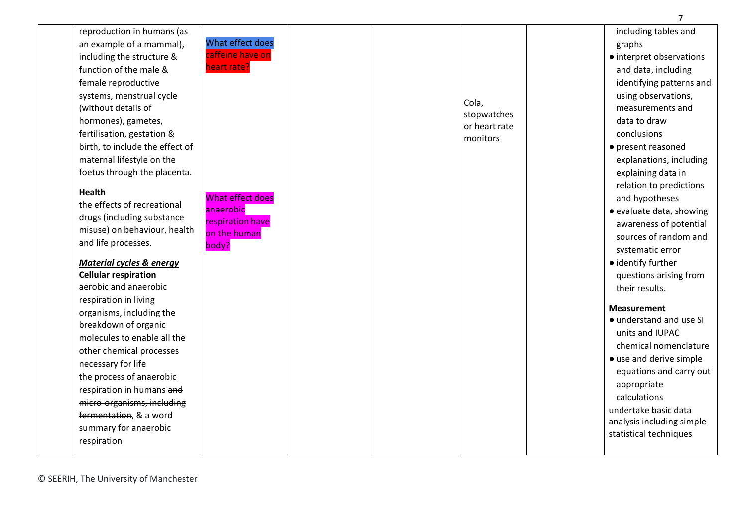| | | | | | | | |
|---|---|---|---|---|---|---|---|
| | reproduction in humans (as an example of a mammal), including the structure & function of the male & female reproductive systems, menstrual cycle (without details of hormones), gametes, fertilisation, gestation & birth, to include the effect of maternal lifestyle on the foetus through the placenta.<br><br>**Health**<br>the effects of recreational drugs (including substance misuse) on behaviour, health and life processes.<br><br>***Material cycles & energy***<br>**Cellular respiration**<br>aerobic and anaerobic respiration in living organisms, including the breakdown of organic molecules to enable all the other chemical processes necessary for life<br>the process of anaerobic respiration in humans ~~and micro-organisms, including fermentation~~, & a word summary for anaerobic respiration | What effect does caffeine have on heart rate?<br><br>What effect does anaerobic respiration have on the human body? | | | Cola, stopwatches or heart rate monitors | | including tables and graphs<br>● interpret observations and data, including identifying patterns and using observations, measurements and data to draw conclusions<br>● present reasoned explanations, including explaining data in relation to predictions and hypotheses<br>● evaluate data, showing awareness of potential sources of random and systematic error<br>● identify further questions arising from their results.<br><br>**Measurement**<br>● understand and use SI units and IUPAC chemical nomenclature<br>● use and derive simple equations and carry out appropriate calculations<br>undertake basic data analysis including simple statistical techniques |

© SEERIH, The University of Manchester